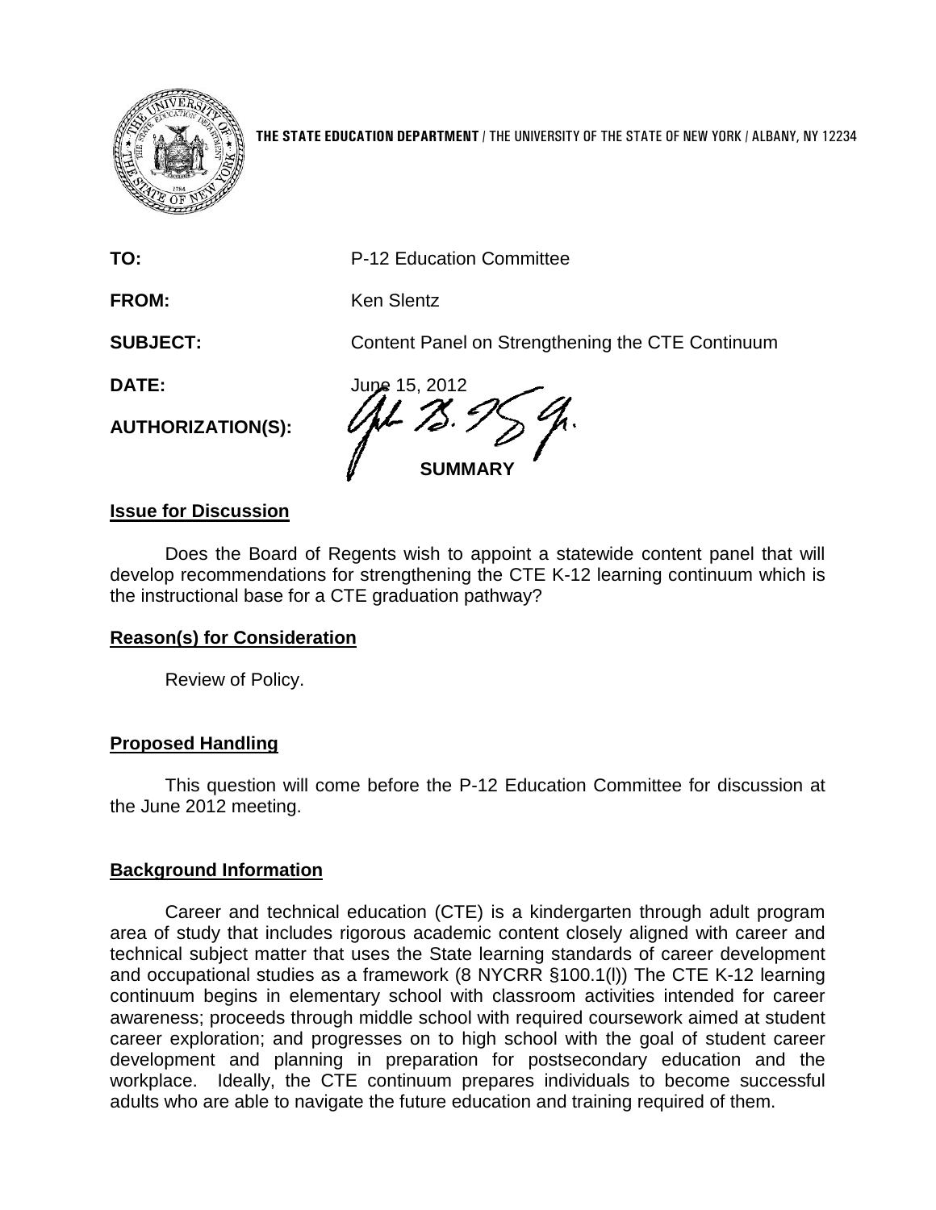**THE STATE EDUCATION DEPARTMENT** / THE UNIVERSITY OF THE STATE OF NEW YORK / ALBANY, NY 12234

**TO:** P-12 Education Committee

**FROM:** Ken Slentz

**SUBJECT:** Content Panel on Strengthening the CTE Continuum

**DATE:** June 15, 2012

**AUTHORIZATION(S):**

**SUMMARY**

**Issue for Discussion**

Does the Board of Regents wish to appoint a statewide content panel that will develop recommendations for strengthening the CTE K-12 learning continuum which is the instructional base for a CTE graduation pathway?

**Reason(s) for Consideration**

Review of Policy.

**Proposed Handling**

This question will come before the P-12 Education Committee for discussion at the June 2012 meeting.

**Background Information**

Career and technical education (CTE) is a kindergarten through adult program area of study that includes rigorous academic content closely aligned with career and technical subject matter that uses the State learning standards of career development and occupational studies as a framework (8 NYCRR §100.1(l)) The CTE K-12 learning continuum begins in elementary school with classroom activities intended for career awareness; proceeds through middle school with required coursework aimed at student career exploration; and progresses on to high school with the goal of student career development and planning in preparation for postsecondary education and the workplace. Ideally, the CTE continuum prepares individuals to become successful adults who are able to navigate the future education and training required of them.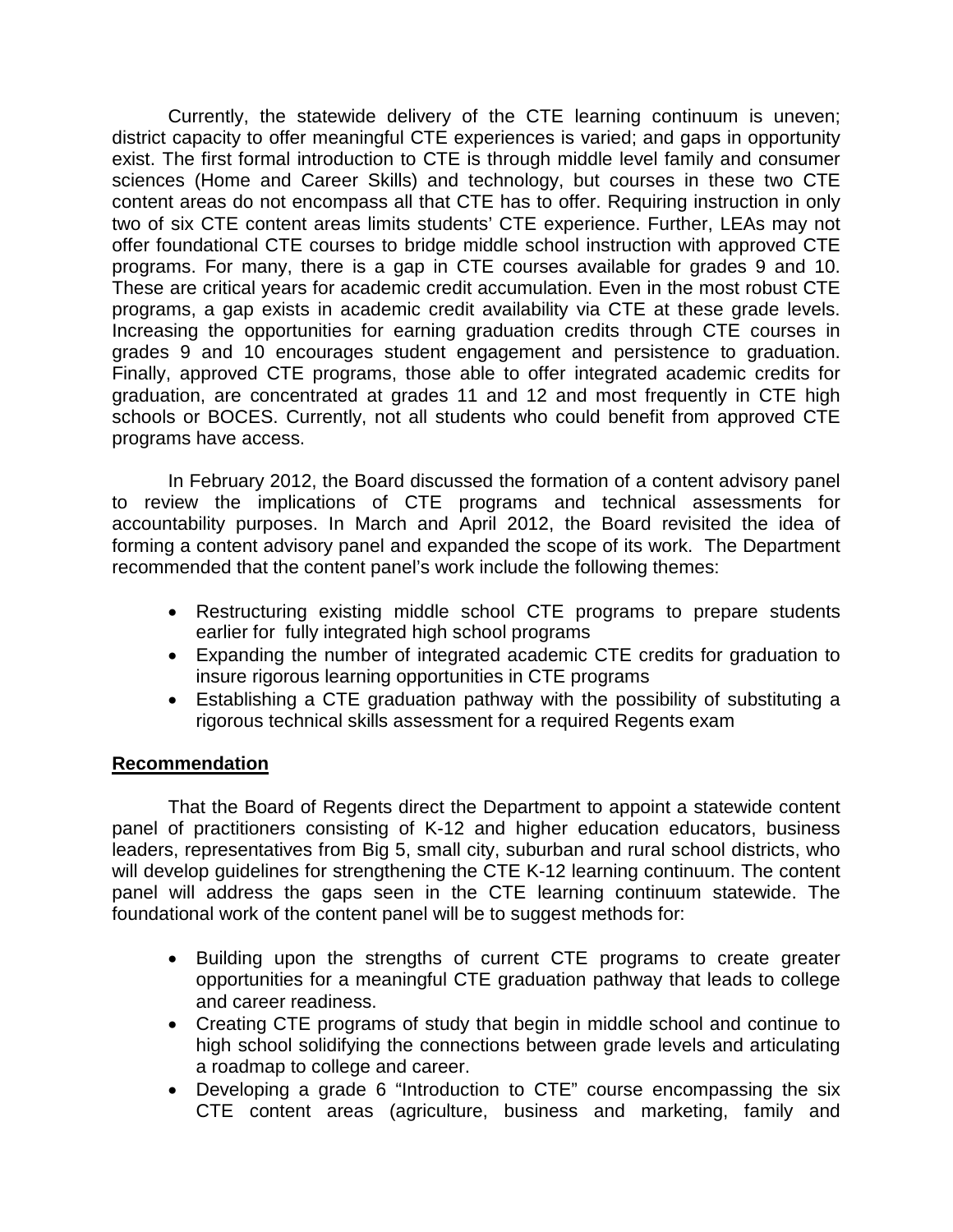Currently, the statewide delivery of the CTE learning continuum is uneven; district capacity to offer meaningful CTE experiences is varied; and gaps in opportunity exist. The first formal introduction to CTE is through middle level family and consumer sciences (Home and Career Skills) and technology, but courses in these two CTE content areas do not encompass all that CTE has to offer. Requiring instruction in only two of six CTE content areas limits students' CTE experience. Further, LEAs may not offer foundational CTE courses to bridge middle school instruction with approved CTE programs. For many, there is a gap in CTE courses available for grades 9 and 10. These are critical years for academic credit accumulation. Even in the most robust CTE programs, a gap exists in academic credit availability via CTE at these grade levels. Increasing the opportunities for earning graduation credits through CTE courses in grades 9 and 10 encourages student engagement and persistence to graduation. Finally, approved CTE programs, those able to offer integrated academic credits for graduation, are concentrated at grades 11 and 12 and most frequently in CTE high schools or BOCES. Currently, not all students who could benefit from approved CTE programs have access.

In February 2012, the Board discussed the formation of a content advisory panel to review the implications of CTE programs and technical assessments for accountability purposes. In March and April 2012, the Board revisited the idea of forming a content advisory panel and expanded the scope of its work. The Department recommended that the content panel's work include the following themes:

- Restructuring existing middle school CTE programs to prepare students earlier for fully integrated high school programs
- Expanding the number of integrated academic CTE credits for graduation to insure rigorous learning opportunities in CTE programs
- Establishing a CTE graduation pathway with the possibility of substituting a rigorous technical skills assessment for a required Regents exam

**Recommendation**

That the Board of Regents direct the Department to appoint a statewide content panel of practitioners consisting of K-12 and higher education educators, business leaders, representatives from Big 5, small city, suburban and rural school districts, who will develop guidelines for strengthening the CTE K-12 learning continuum. The content panel will address the gaps seen in the CTE learning continuum statewide. The foundational work of the content panel will be to suggest methods for:

- Building upon the strengths of current CTE programs to create greater opportunities for a meaningful CTE graduation pathway that leads to college and career readiness.
- Creating CTE programs of study that begin in middle school and continue to high school solidifying the connections between grade levels and articulating a roadmap to college and career.
- Developing a grade 6 "Introduction to CTE" course encompassing the six CTE content areas (agriculture, business and marketing, family and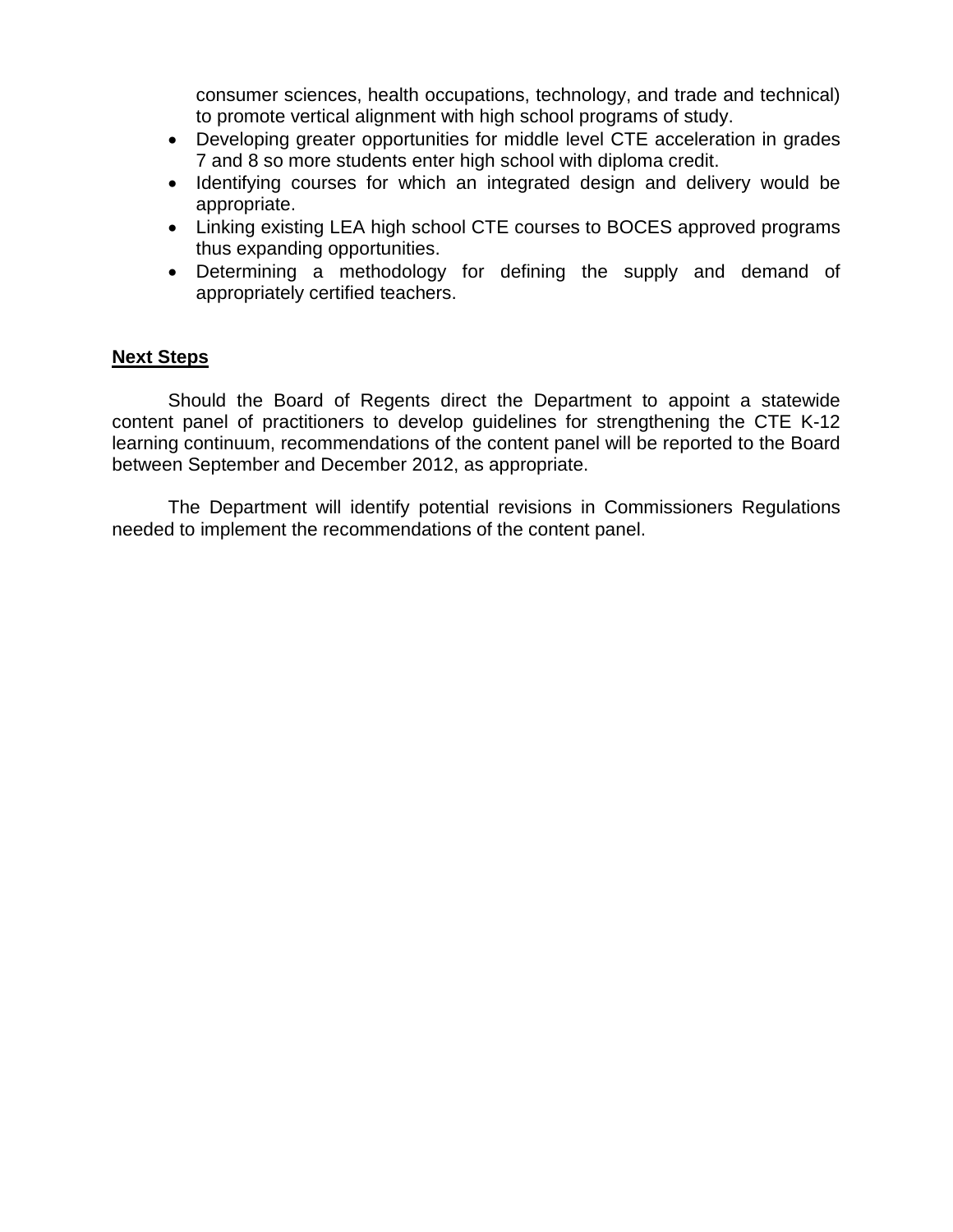consumer sciences, health occupations, technology, and trade and technical) to promote vertical alignment with high school programs of study.

- Developing greater opportunities for middle level CTE acceleration in grades 7 and 8 so more students enter high school with diploma credit.
- Identifying courses for which an integrated design and delivery would be appropriate.
- Linking existing LEA high school CTE courses to BOCES approved programs thus expanding opportunities.
- Determining a methodology for defining the supply and demand of appropriately certified teachers.

## Next Steps

Should the Board of Regents direct the Department to appoint a statewide content panel of practitioners to develop guidelines for strengthening the CTE K-12 learning continuum, recommendations of the content panel will be reported to the Board between September and December 2012, as appropriate.

The Department will identify potential revisions in Commissioners Regulations needed to implement the recommendations of the content panel.